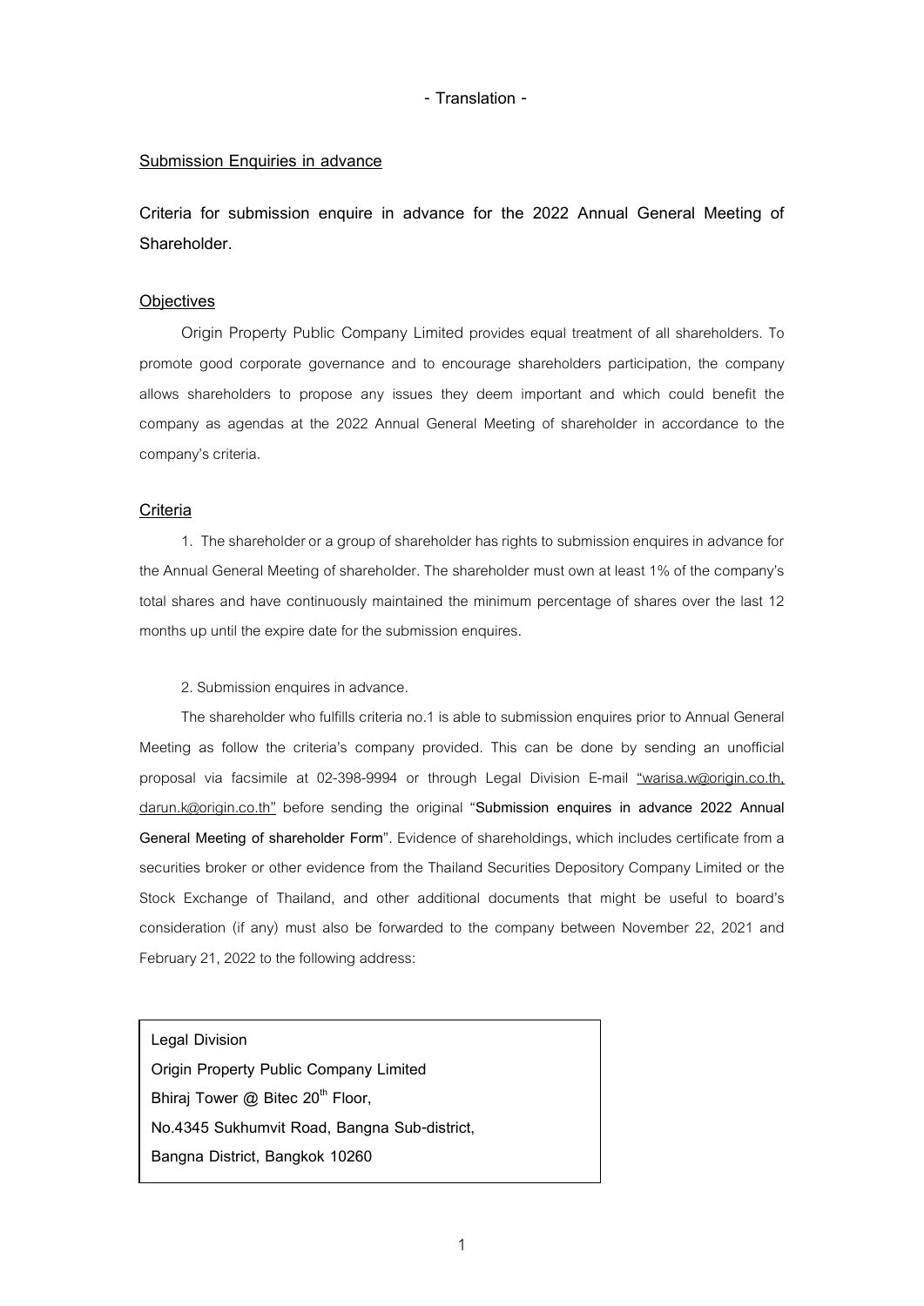- Translation -

**Submission Enquiries in advance**

**Criteria for submission enquire in advance for the 2022 Annual General Meeting of Shareholder.**

**Objectives**

Origin Property Public Company Limited provides equal treatment of all shareholders. To promote good corporate governance and to encourage shareholders participation, the company allows shareholders to propose any issues they deem important and which could benefit the company as agendas at the 2022 Annual General Meeting of shareholder in accordance to the company's criteria.

**Criteria**

1. The shareholder or a group of shareholder has rights to submission enquires in advance for the Annual General Meeting of shareholder. The shareholder must own at least 1% of the company's total shares and have continuously maintained the minimum percentage of shares over the last 12 months up until the expire date for the submission enquires.

2. Submission enquires in advance.

The shareholder who fulfills criteria no.1 is able to submission enquires prior to Annual General Meeting as follow the criteria's company provided. This can be done by sending an unofficial proposal via facsimile at 02-398-9994 or through Legal Division E-mail "warisa.w@origin.co.th, darun.k@origin.co.th" before sending the original "**Submission enquires in advance 2022 Annual General Meeting of shareholder Form**". Evidence of shareholdings, which includes certificate from a securities broker or other evidence from the Thailand Securities Depository Company Limited or the Stock Exchange of Thailand, and other additional documents that might be useful to board's consideration (if any) must also be forwarded to the company between November 22, 2021 and February 21, 2022 to the following address:

**Legal Division**
**Origin Property Public Company Limited**
**Bhiraj Tower @ Bitec 20th Floor,**
**No.4345 Sukhumvit Road, Bangna Sub-district,**
**Bangna District, Bangkok 10260**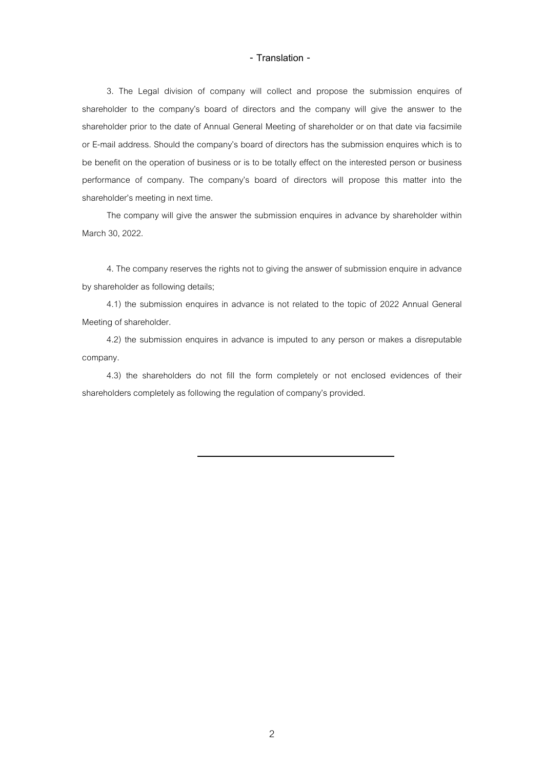- Translation -

3. The Legal division of company will collect and propose the submission enquires of shareholder to the company's board of directors and the company will give the answer to the shareholder prior to the date of Annual General Meeting of shareholder or on that date via facsimile or E-mail address. Should the company's board of directors has the submission enquires which is to be benefit on the operation of business or is to be totally effect on the interested person or business performance of company. The company's board of directors will propose this matter into the shareholder's meeting in next time.

The company will give the answer the submission enquires in advance by shareholder within March 30, 2022.

4. The company reserves the rights not to giving the answer of submission enquire in advance by shareholder as following details;

4.1) the submission enquires in advance is not related to the topic of 2022 Annual General Meeting of shareholder.

4.2) the submission enquires in advance is imputed to any person or makes a disreputable company.

4.3) the shareholders do not fill the form completely or not enclosed evidences of their shareholders completely as following the regulation of company's provided.

---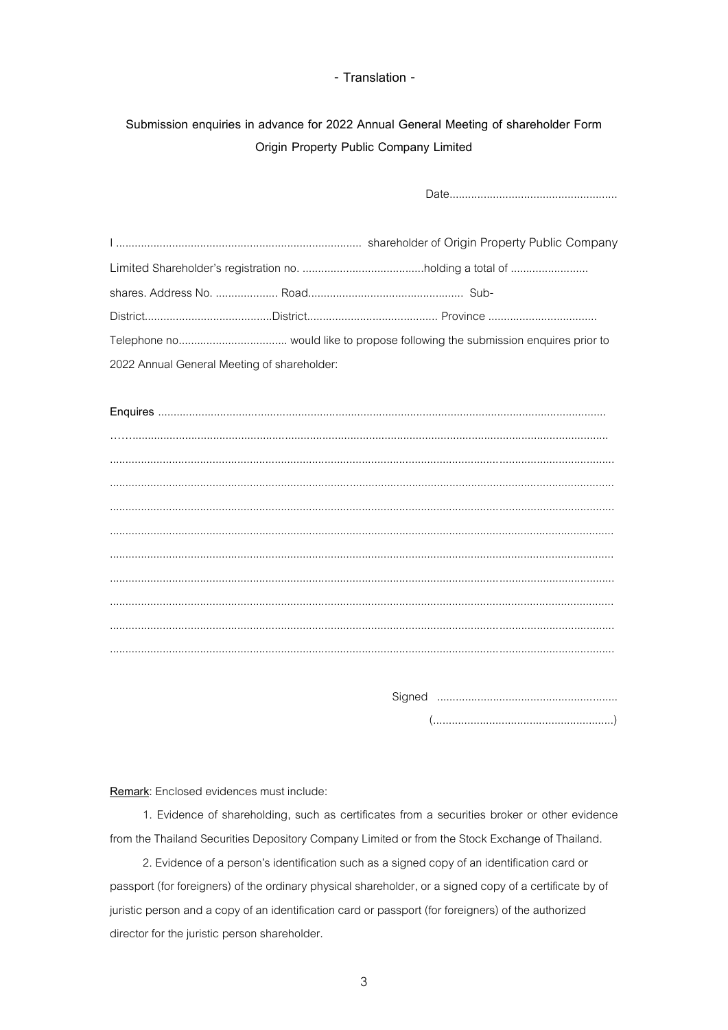- Translation -

**Submission enquiries in advance for 2022 Annual General Meeting of shareholder Form**

**Origin Property Public Company Limited**

Date......................................................

I .............................................................................. shareholder of Origin Property Public Company Limited Shareholder's registration no. .......................................holding a total of ......................... shares. Address No. .................... Road.................................................. Sub-District.........................................District.......................................... Province .................................. Telephone no................................... would like to propose following the submission enquires prior to 2022 Annual General Meeting of shareholder:

**Enquires** ..............................................................................................................................................

……........................................................................................................................................................

...............................................................................................................................................................

...............................................................................................................................................................

...............................................................................................................................................................

...............................................................................................................................................................

...............................................................................................................................................................

...............................................................................................................................................................

...............................................................................................................................................................

...............................................................................................................................................................

...............................................................................................................................................................

Signed ..........................................................

(..........................................................)

<u>Remark</u>: Enclosed evidences must include:

1. Evidence of shareholding, such as certificates from a securities broker or other evidence from the Thailand Securities Depository Company Limited or from the Stock Exchange of Thailand.

2. Evidence of a person's identification such as a signed copy of an identification card or passport (for foreigners) of the ordinary physical shareholder, or a signed copy of a certificate by of juristic person and a copy of an identification card or passport (for foreigners) of the authorized director for the juristic person shareholder.